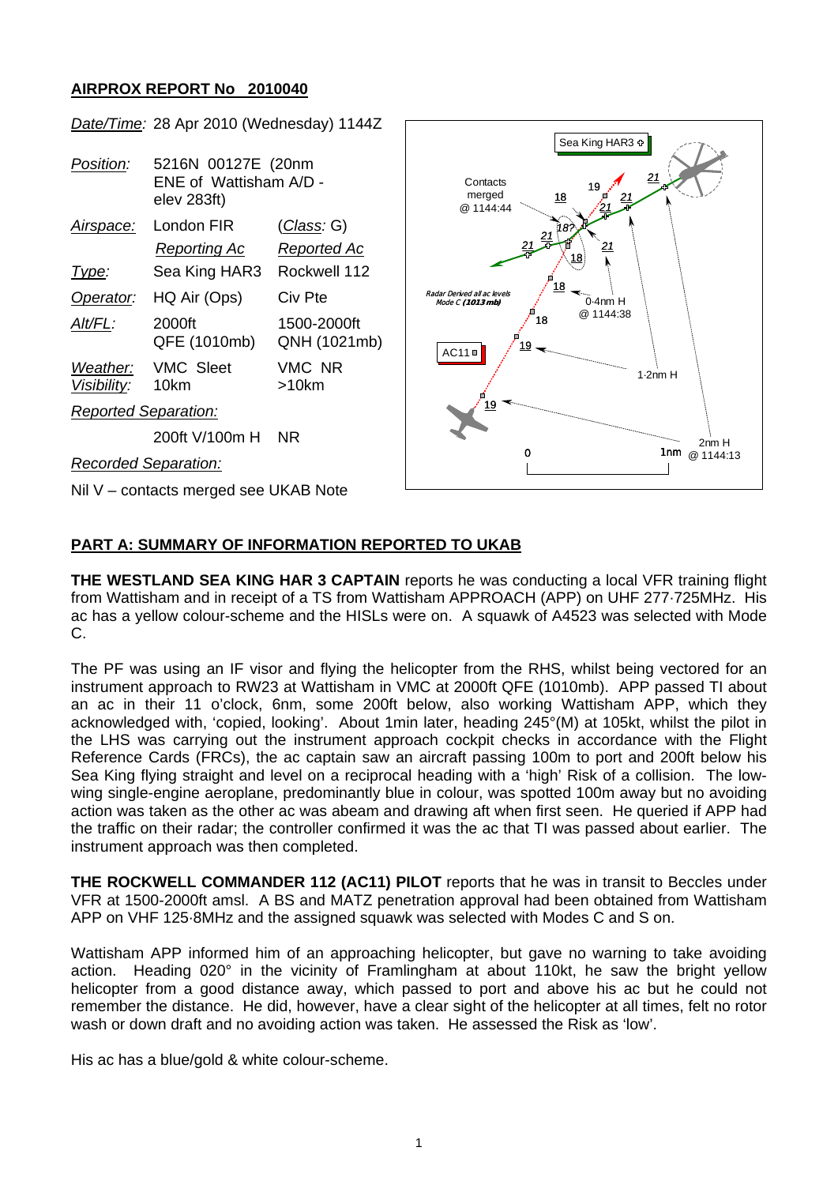## AIRPROX REPORT No 2010040

| | | |
|---|---|---|
| *Date/Time:* | 28 Apr 2010 (Wednesday) 1144Z | |
| *Position:* | 5216N 00127E (20nm ENE of Wattisham A/D - elev 283ft) | |
| *Airspace:* | London FIR | (*Class:* G) |
| | *Reporting Ac* | *Reported Ac* |
| *Type:* | Sea King HAR3 | Rockwell 112 |
| *Operator:* | HQ Air (Ops) | Civ Pte |
| *Alt/FL:* | 2000ft QFE (1010mb) | 1500-2000ft QNH (1021mb) |
| *Weather:* *Visibility:* | VMC Sleet 10km | VMC NR >10km |
| *Reported Separation:* | | |
| | 200ft V/100m H | NR |
| *Recorded Separation:* | | |
| | Nil V – contacts merged see UKAB Note | |

## PART A: SUMMARY OF INFORMATION REPORTED TO UKAB

**THE WESTLAND SEA KING HAR 3 CAPTAIN** reports he was conducting a local VFR training flight from Wattisham and in receipt of a TS from Wattisham APPROACH (APP) on UHF 277·725MHz. His ac has a yellow colour-scheme and the HISLs were on. A squawk of A4523 was selected with Mode C.

The PF was using an IF visor and flying the helicopter from the RHS, whilst being vectored for an instrument approach to RW23 at Wattisham in VMC at 2000ft QFE (1010mb). APP passed TI about an ac in their 11 o'clock, 6nm, some 200ft below, also working Wattisham APP, which they acknowledged with, 'copied, looking'. About 1min later, heading 245°(M) at 105kt, whilst the pilot in the LHS was carrying out the instrument approach cockpit checks in accordance with the Flight Reference Cards (FRCs), the ac captain saw an aircraft passing 100m to port and 200ft below his Sea King flying straight and level on a reciprocal heading with a 'high' Risk of a collision. The low-wing single-engine aeroplane, predominantly blue in colour, was spotted 100m away but no avoiding action was taken as the other ac was abeam and drawing aft when first seen. He queried if APP had the traffic on their radar; the controller confirmed it was the ac that TI was passed about earlier. The instrument approach was then completed.

**THE ROCKWELL COMMANDER 112 (AC11) PILOT** reports that he was in transit to Beccles under VFR at 1500-2000ft amsl. A BS and MATZ penetration approval had been obtained from Wattisham APP on VHF 125·8MHz and the assigned squawk was selected with Modes C and S on.

Wattisham APP informed him of an approaching helicopter, but gave no warning to take avoiding action. Heading 020° in the vicinity of Framlingham at about 110kt, he saw the bright yellow helicopter from a good distance away, which passed to port and above his ac but he could not remember the distance. He did, however, have a clear sight of the helicopter at all times, felt no rotor wash or down draft and no avoiding action was taken. He assessed the Risk as 'low'.

His ac has a blue/gold & white colour-scheme.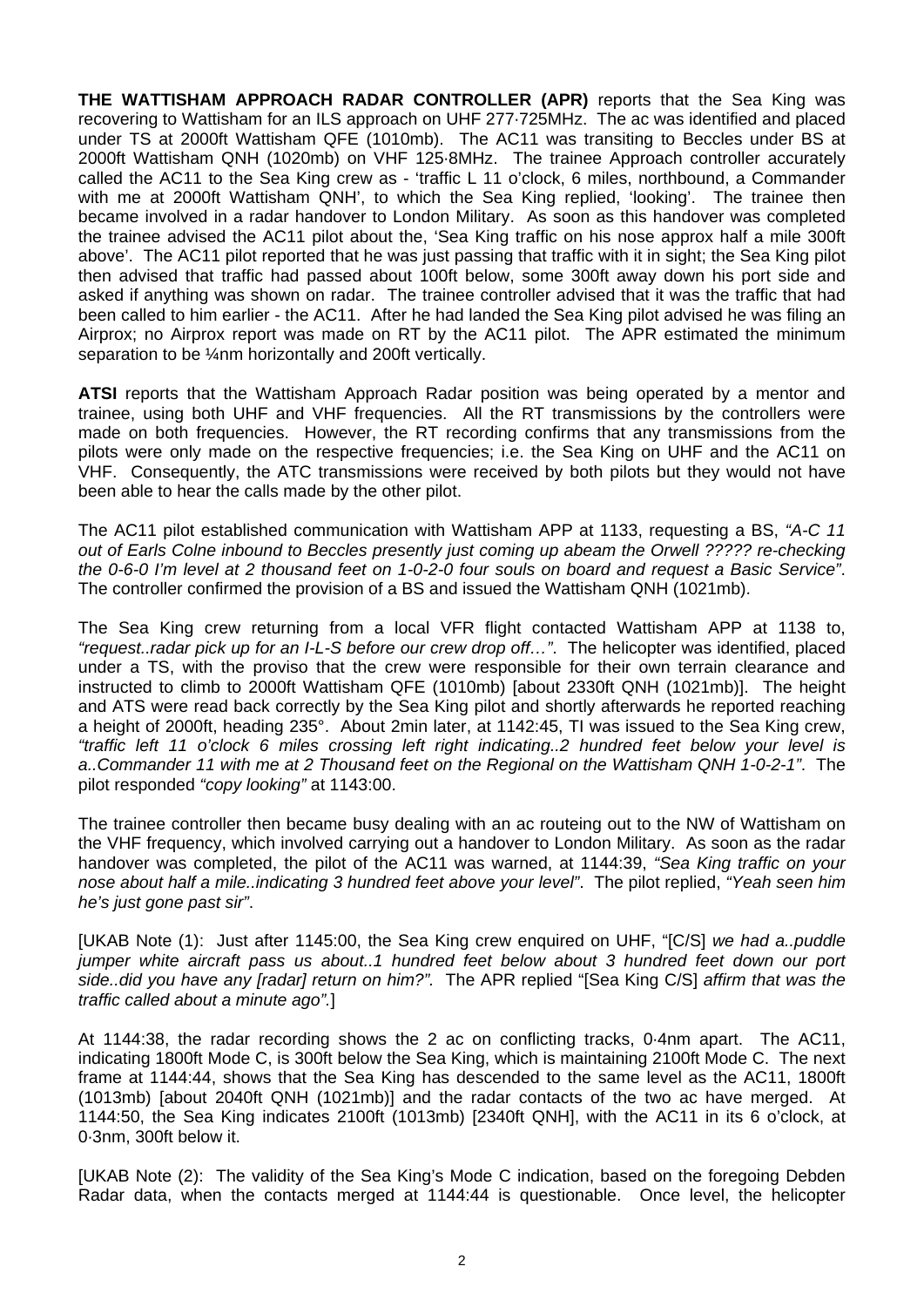**THE WATTISHAM APPROACH RADAR CONTROLLER (APR)** reports that the Sea King was recovering to Wattisham for an ILS approach on UHF 277·725MHz. The ac was identified and placed under TS at 2000ft Wattisham QFE (1010mb). The AC11 was transiting to Beccles under BS at 2000ft Wattisham QNH (1020mb) on VHF 125·8MHz. The trainee Approach controller accurately called the AC11 to the Sea King crew as - 'traffic L 11 o'clock, 6 miles, northbound, a Commander with me at 2000ft Wattisham QNH', to which the Sea King replied, 'looking'. The trainee then became involved in a radar handover to London Military. As soon as this handover was completed the trainee advised the AC11 pilot about the, 'Sea King traffic on his nose approx half a mile 300ft above'. The AC11 pilot reported that he was just passing that traffic with it in sight; the Sea King pilot then advised that traffic had passed about 100ft below, some 300ft away down his port side and asked if anything was shown on radar. The trainee controller advised that it was the traffic that had been called to him earlier - the AC11. After he had landed the Sea King pilot advised he was filing an Airprox; no Airprox report was made on RT by the AC11 pilot. The APR estimated the minimum separation to be ¼nm horizontally and 200ft vertically.

**ATSI** reports that the Wattisham Approach Radar position was being operated by a mentor and trainee, using both UHF and VHF frequencies. All the RT transmissions by the controllers were made on both frequencies. However, the RT recording confirms that any transmissions from the pilots were only made on the respective frequencies; i.e. the Sea King on UHF and the AC11 on VHF. Consequently, the ATC transmissions were received by both pilots but they would not have been able to hear the calls made by the other pilot.

The AC11 pilot established communication with Wattisham APP at 1133, requesting a BS, *"A-C 11 out of Earls Colne inbound to Beccles presently just coming up abeam the Orwell ????? re-checking the 0-6-0 I'm level at 2 thousand feet on 1-0-2-0 four souls on board and request a Basic Service"*. The controller confirmed the provision of a BS and issued the Wattisham QNH (1021mb).

The Sea King crew returning from a local VFR flight contacted Wattisham APP at 1138 to, *"request..radar pick up for an I-L-S before our crew drop off…"*. The helicopter was identified, placed under a TS, with the proviso that the crew were responsible for their own terrain clearance and instructed to climb to 2000ft Wattisham QFE (1010mb) [about 2330ft QNH (1021mb)]. The height and ATS were read back correctly by the Sea King pilot and shortly afterwards he reported reaching a height of 2000ft, heading 235°. About 2min later, at 1142:45, TI was issued to the Sea King crew, *"traffic left 11 o'clock 6 miles crossing left right indicating..2 hundred feet below your level is a..Commander 11 with me at 2 Thousand feet on the Regional on the Wattisham QNH 1-0-2-1"*. The pilot responded *"copy looking"* at 1143:00.

The trainee controller then became busy dealing with an ac routeing out to the NW of Wattisham on the VHF frequency, which involved carrying out a handover to London Military. As soon as the radar handover was completed, the pilot of the AC11 was warned, at 1144:39, *"Sea King traffic on your nose about half a mile..indicating 3 hundred feet above your level"*. The pilot replied, *"Yeah seen him he's just gone past sir"*.

[UKAB Note (1): Just after 1145:00, the Sea King crew enquired on UHF, "[C/S] *we had a..puddle jumper white aircraft pass us about..1 hundred feet below about 3 hundred feet down our port side..did you have any [radar] return on him?".* The APR replied "[Sea King C/S] *affirm that was the traffic called about a minute ago".*]

At 1144:38, the radar recording shows the 2 ac on conflicting tracks, 0·4nm apart. The AC11, indicating 1800ft Mode C, is 300ft below the Sea King, which is maintaining 2100ft Mode C. The next frame at 1144:44, shows that the Sea King has descended to the same level as the AC11, 1800ft (1013mb) [about 2040ft QNH (1021mb)] and the radar contacts of the two ac have merged. At 1144:50, the Sea King indicates 2100ft (1013mb) [2340ft QNH], with the AC11 in its 6 o'clock, at 0·3nm, 300ft below it.

[UKAB Note (2): The validity of the Sea King's Mode C indication, based on the foregoing Debden Radar data, when the contacts merged at 1144:44 is questionable. Once level, the helicopter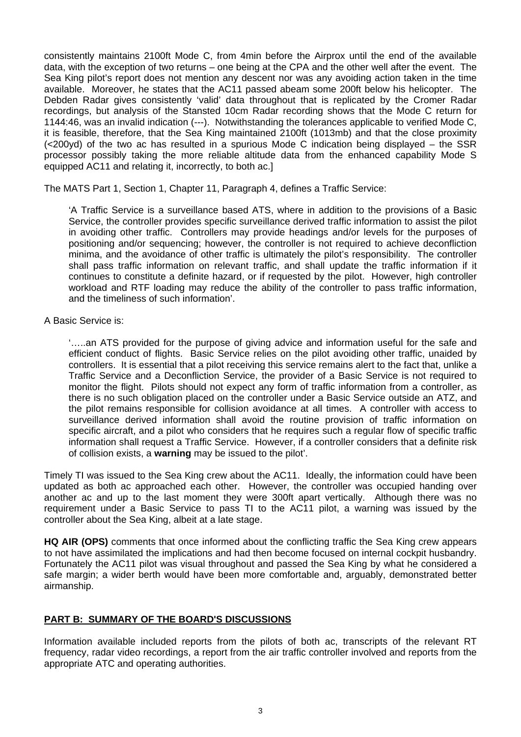consistently maintains 2100ft Mode C, from 4min before the Airprox until the end of the available data, with the exception of two returns – one being at the CPA and the other well after the event. The Sea King pilot's report does not mention any descent nor was any avoiding action taken in the time available. Moreover, he states that the AC11 passed abeam some 200ft below his helicopter. The Debden Radar gives consistently 'valid' data throughout that is replicated by the Cromer Radar recordings, but analysis of the Stansted 10cm Radar recording shows that the Mode C return for 1144:46, was an invalid indication (---). Notwithstanding the tolerances applicable to verified Mode C, it is feasible, therefore, that the Sea King maintained 2100ft (1013mb) and that the close proximity (<200yd) of the two ac has resulted in a spurious Mode C indication being displayed – the SSR processor possibly taking the more reliable altitude data from the enhanced capability Mode S equipped AC11 and relating it, incorrectly, to both ac.]

The MATS Part 1, Section 1, Chapter 11, Paragraph 4, defines a Traffic Service:

> 'A Traffic Service is a surveillance based ATS, where in addition to the provisions of a Basic Service, the controller provides specific surveillance derived traffic information to assist the pilot in avoiding other traffic. Controllers may provide headings and/or levels for the purposes of positioning and/or sequencing; however, the controller is not required to achieve deconfliction minima, and the avoidance of other traffic is ultimately the pilot's responsibility. The controller shall pass traffic information on relevant traffic, and shall update the traffic information if it continues to constitute a definite hazard, or if requested by the pilot. However, high controller workload and RTF loading may reduce the ability of the controller to pass traffic information, and the timeliness of such information'.

A Basic Service is:

> '…..an ATS provided for the purpose of giving advice and information useful for the safe and efficient conduct of flights. Basic Service relies on the pilot avoiding other traffic, unaided by controllers. It is essential that a pilot receiving this service remains alert to the fact that, unlike a Traffic Service and a Deconfliction Service, the provider of a Basic Service is not required to monitor the flight. Pilots should not expect any form of traffic information from a controller, as there is no such obligation placed on the controller under a Basic Service outside an ATZ, and the pilot remains responsible for collision avoidance at all times. A controller with access to surveillance derived information shall avoid the routine provision of traffic information on specific aircraft, and a pilot who considers that he requires such a regular flow of specific traffic information shall request a Traffic Service. However, if a controller considers that a definite risk of collision exists, a **warning** may be issued to the pilot'.

Timely TI was issued to the Sea King crew about the AC11. Ideally, the information could have been updated as both ac approached each other. However, the controller was occupied handing over another ac and up to the last moment they were 300ft apart vertically. Although there was no requirement under a Basic Service to pass TI to the AC11 pilot, a warning was issued by the controller about the Sea King, albeit at a late stage.

**HQ AIR (OPS)** comments that once informed about the conflicting traffic the Sea King crew appears to not have assimilated the implications and had then become focused on internal cockpit husbandry. Fortunately the AC11 pilot was visual throughout and passed the Sea King by what he considered a safe margin; a wider berth would have been more comfortable and, arguably, demonstrated better airmanship.

## PART B: SUMMARY OF THE BOARD'S DISCUSSIONS

Information available included reports from the pilots of both ac, transcripts of the relevant RT frequency, radar video recordings, a report from the air traffic controller involved and reports from the appropriate ATC and operating authorities.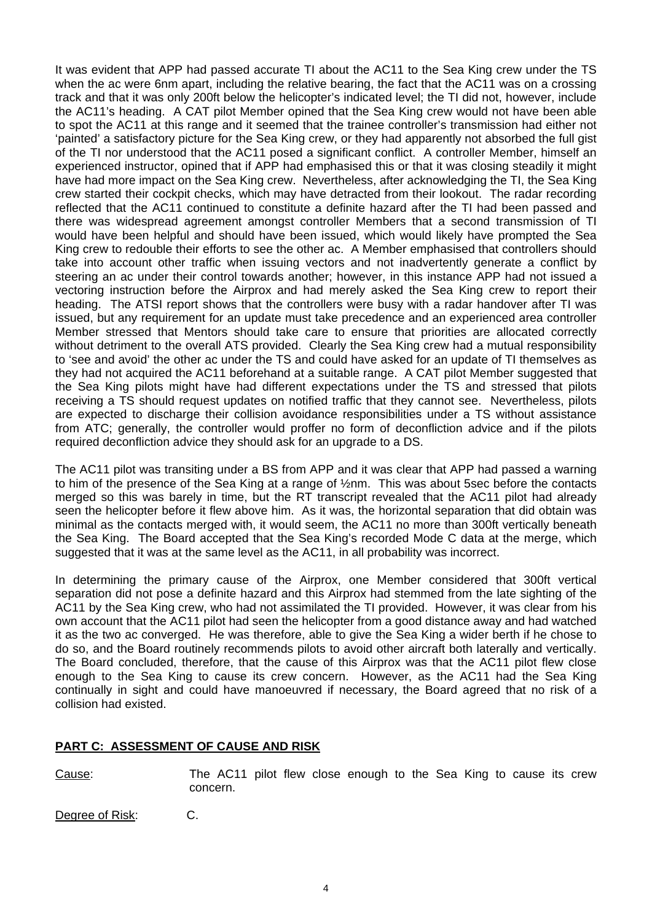It was evident that APP had passed accurate TI about the AC11 to the Sea King crew under the TS when the ac were 6nm apart, including the relative bearing, the fact that the AC11 was on a crossing track and that it was only 200ft below the helicopter's indicated level; the TI did not, however, include the AC11's heading. A CAT pilot Member opined that the Sea King crew would not have been able to spot the AC11 at this range and it seemed that the trainee controller's transmission had either not 'painted' a satisfactory picture for the Sea King crew, or they had apparently not absorbed the full gist of the TI nor understood that the AC11 posed a significant conflict. A controller Member, himself an experienced instructor, opined that if APP had emphasised this or that it was closing steadily it might have had more impact on the Sea King crew. Nevertheless, after acknowledging the TI, the Sea King crew started their cockpit checks, which may have detracted from their lookout. The radar recording reflected that the AC11 continued to constitute a definite hazard after the TI had been passed and there was widespread agreement amongst controller Members that a second transmission of TI would have been helpful and should have been issued, which would likely have prompted the Sea King crew to redouble their efforts to see the other ac. A Member emphasised that controllers should take into account other traffic when issuing vectors and not inadvertently generate a conflict by steering an ac under their control towards another; however, in this instance APP had not issued a vectoring instruction before the Airprox and had merely asked the Sea King crew to report their heading. The ATSI report shows that the controllers were busy with a radar handover after TI was issued, but any requirement for an update must take precedence and an experienced area controller Member stressed that Mentors should take care to ensure that priorities are allocated correctly without detriment to the overall ATS provided. Clearly the Sea King crew had a mutual responsibility to 'see and avoid' the other ac under the TS and could have asked for an update of TI themselves as they had not acquired the AC11 beforehand at a suitable range. A CAT pilot Member suggested that the Sea King pilots might have had different expectations under the TS and stressed that pilots receiving a TS should request updates on notified traffic that they cannot see. Nevertheless, pilots are expected to discharge their collision avoidance responsibilities under a TS without assistance from ATC; generally, the controller would proffer no form of deconfliction advice and if the pilots required deconfliction advice they should ask for an upgrade to a DS.

The AC11 pilot was transiting under a BS from APP and it was clear that APP had passed a warning to him of the presence of the Sea King at a range of ½nm. This was about 5sec before the contacts merged so this was barely in time, but the RT transcript revealed that the AC11 pilot had already seen the helicopter before it flew above him. As it was, the horizontal separation that did obtain was minimal as the contacts merged with, it would seem, the AC11 no more than 300ft vertically beneath the Sea King. The Board accepted that the Sea King's recorded Mode C data at the merge, which suggested that it was at the same level as the AC11, in all probability was incorrect.

In determining the primary cause of the Airprox, one Member considered that 300ft vertical separation did not pose a definite hazard and this Airprox had stemmed from the late sighting of the AC11 by the Sea King crew, who had not assimilated the TI provided. However, it was clear from his own account that the AC11 pilot had seen the helicopter from a good distance away and had watched it as the two ac converged. He was therefore, able to give the Sea King a wider berth if he chose to do so, and the Board routinely recommends pilots to avoid other aircraft both laterally and vertically. The Board concluded, therefore, that the cause of this Airprox was that the AC11 pilot flew close enough to the Sea King to cause its crew concern. However, as the AC11 had the Sea King continually in sight and could have manoeuvred if necessary, the Board agreed that no risk of a collision had existed.

## PART C: ASSESSMENT OF CAUSE AND RISK

Cause: The AC11 pilot flew close enough to the Sea King to cause its crew concern.

Degree of Risk: C.